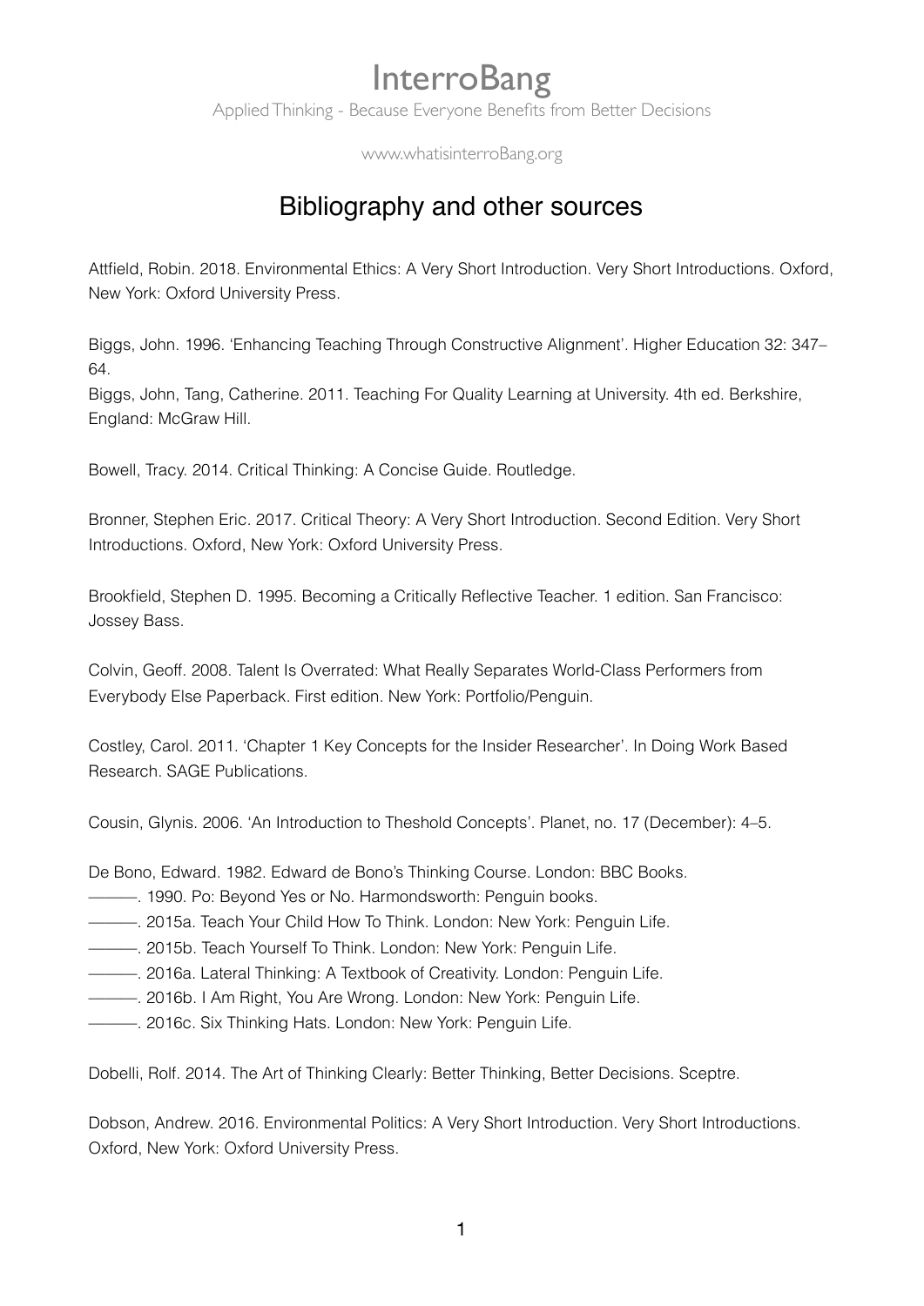# InterroBang

Applied Thinking - Because Everyone Benefits from Better Decisions

www.whatisinterroBang.org

## Bibliography and other sources

Attfield, Robin. 2018. Environmental Ethics: A Very Short Introduction. Very Short Introductions. Oxford, New York: Oxford University Press.

Biggs, John. 1996. 'Enhancing Teaching Through Constructive Alignment'. Higher Education 32: 347–64.
Biggs, John, Tang, Catherine. 2011. Teaching For Quality Learning at University. 4th ed. Berkshire, England: McGraw Hill.

Bowell, Tracy. 2014. Critical Thinking: A Concise Guide. Routledge.

Bronner, Stephen Eric. 2017. Critical Theory: A Very Short Introduction. Second Edition. Very Short Introductions. Oxford, New York: Oxford University Press.

Brookfield, Stephen D. 1995. Becoming a Critically Reflective Teacher. 1 edition. San Francisco: Jossey Bass.

Colvin, Geoff. 2008. Talent Is Overrated: What Really Separates World-Class Performers from Everybody Else Paperback. First edition. New York: Portfolio/Penguin.

Costley, Carol. 2011. 'Chapter 1 Key Concepts for the Insider Researcher'. In Doing Work Based Research. SAGE Publications.

Cousin, Glynis. 2006. 'An Introduction to Theshold Concepts'. Planet, no. 17 (December): 4–5.

De Bono, Edward. 1982. Edward de Bono's Thinking Course. London: BBC Books.
———. 1990. Po: Beyond Yes or No. Harmondsworth: Penguin books.
———. 2015a. Teach Your Child How To Think. London: New York: Penguin Life.
———. 2015b. Teach Yourself To Think. London: New York: Penguin Life.
———. 2016a. Lateral Thinking: A Textbook of Creativity. London: Penguin Life.
———. 2016b. I Am Right, You Are Wrong. London: New York: Penguin Life.
———. 2016c. Six Thinking Hats. London: New York: Penguin Life.

Dobelli, Rolf. 2014. The Art of Thinking Clearly: Better Thinking, Better Decisions. Sceptre.

Dobson, Andrew. 2016. Environmental Politics: A Very Short Introduction. Very Short Introductions. Oxford, New York: Oxford University Press.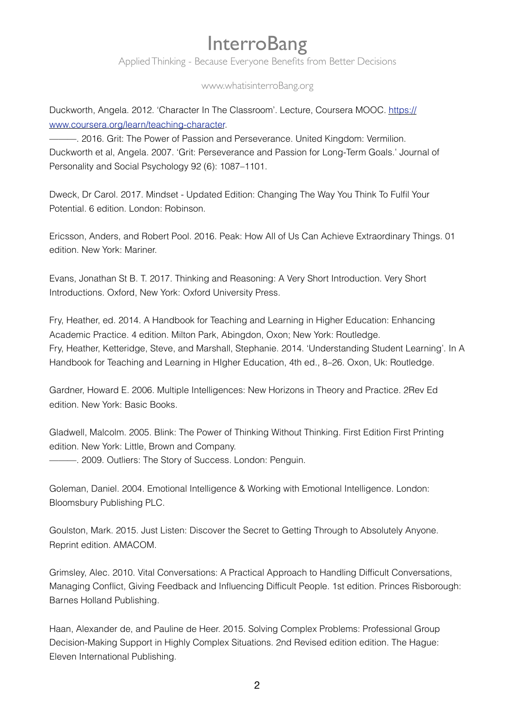Duckworth, Angela. 2012. 'Character In The Classroom'. Lecture, Coursera MOOC. [https://www.coursera.org/learn/teaching-character](https://www.coursera.org/learn/teaching-character).
———. 2016. Grit: The Power of Passion and Perseverance. United Kingdom: Vermilion.
Duckworth et al, Angela. 2007. 'Grit: Perseverance and Passion for Long-Term Goals.' Journal of Personality and Social Psychology 92 (6): 1087–1101.

Dweck, Dr Carol. 2017. Mindset - Updated Edition: Changing The Way You Think To Fulfil Your Potential. 6 edition. London: Robinson.

Ericsson, Anders, and Robert Pool. 2016. Peak: How All of Us Can Achieve Extraordinary Things. 01 edition. New York: Mariner.

Evans, Jonathan St B. T. 2017. Thinking and Reasoning: A Very Short Introduction. Very Short Introductions. Oxford, New York: Oxford University Press.

Fry, Heather, ed. 2014. A Handbook for Teaching and Learning in Higher Education: Enhancing Academic Practice. 4 edition. Milton Park, Abingdon, Oxon; New York: Routledge.
Fry, Heather, Ketteridge, Steve, and Marshall, Stephanie. 2014. 'Understanding Student Learning'. In A Handbook for Teaching and Learning in HIgher Education, 4th ed., 8–26. Oxon, Uk: Routledge.

Gardner, Howard E. 2006. Multiple Intelligences: New Horizons in Theory and Practice. 2Rev Ed edition. New York: Basic Books.

Gladwell, Malcolm. 2005. Blink: The Power of Thinking Without Thinking. First Edition First Printing edition. New York: Little, Brown and Company.
———. 2009. Outliers: The Story of Success. London: Penguin.

Goleman, Daniel. 2004. Emotional Intelligence & Working with Emotional Intelligence. London: Bloomsbury Publishing PLC.

Goulston, Mark. 2015. Just Listen: Discover the Secret to Getting Through to Absolutely Anyone. Reprint edition. AMACOM.

Grimsley, Alec. 2010. Vital Conversations: A Practical Approach to Handling Difficult Conversations, Managing Conflict, Giving Feedback and Influencing Difficult People. 1st edition. Princes Risborough: Barnes Holland Publishing.

Haan, Alexander de, and Pauline de Heer. 2015. Solving Complex Problems: Professional Group Decision-Making Support in Highly Complex Situations. 2nd Revised edition edition. The Hague: Eleven International Publishing.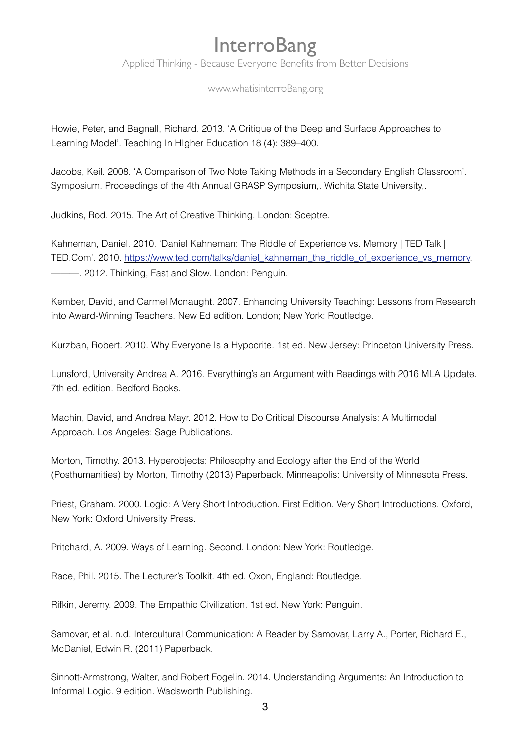Howie, Peter, and Bagnall, Richard. 2013. 'A Critique of the Deep and Surface Approaches to Learning Model'. Teaching In HIgher Education 18 (4): 389–400.

Jacobs, Keil. 2008. 'A Comparison of Two Note Taking Methods in a Secondary English Classroom'. Symposium. Proceedings of the 4th Annual GRASP Symposium,. Wichita State University,.

Judkins, Rod. 2015. The Art of Creative Thinking. London: Sceptre.

Kahneman, Daniel. 2010. 'Daniel Kahneman: The Riddle of Experience vs. Memory | TED Talk | TED.Com'. 2010. [https://www.ted.com/talks/daniel_kahneman_the_riddle_of_experience_vs_memory](https://www.ted.com/talks/daniel_kahneman_the_riddle_of_experience_vs_memory).
———. 2012. Thinking, Fast and Slow. London: Penguin.

Kember, David, and Carmel Mcnaught. 2007. Enhancing University Teaching: Lessons from Research into Award-Winning Teachers. New Ed edition. London; New York: Routledge.

Kurzban, Robert. 2010. Why Everyone Is a Hypocrite. 1st ed. New Jersey: Princeton University Press.

Lunsford, University Andrea A. 2016. Everything's an Argument with Readings with 2016 MLA Update. 7th ed. edition. Bedford Books.

Machin, David, and Andrea Mayr. 2012. How to Do Critical Discourse Analysis: A Multimodal Approach. Los Angeles: Sage Publications.

Morton, Timothy. 2013. Hyperobjects: Philosophy and Ecology after the End of the World (Posthumanities) by Morton, Timothy (2013) Paperback. Minneapolis: University of Minnesota Press.

Priest, Graham. 2000. Logic: A Very Short Introduction. First Edition. Very Short Introductions. Oxford, New York: Oxford University Press.

Pritchard, A. 2009. Ways of Learning. Second. London: New York: Routledge.

Race, Phil. 2015. The Lecturer's Toolkit. 4th ed. Oxon, England: Routledge.

Rifkin, Jeremy. 2009. The Empathic Civilization. 1st ed. New York: Penguin.

Samovar, et al. n.d. Intercultural Communication: A Reader by Samovar, Larry A., Porter, Richard E., McDaniel, Edwin R. (2011) Paperback.

Sinnott-Armstrong, Walter, and Robert Fogelin. 2014. Understanding Arguments: An Introduction to Informal Logic. 9 edition. Wadsworth Publishing.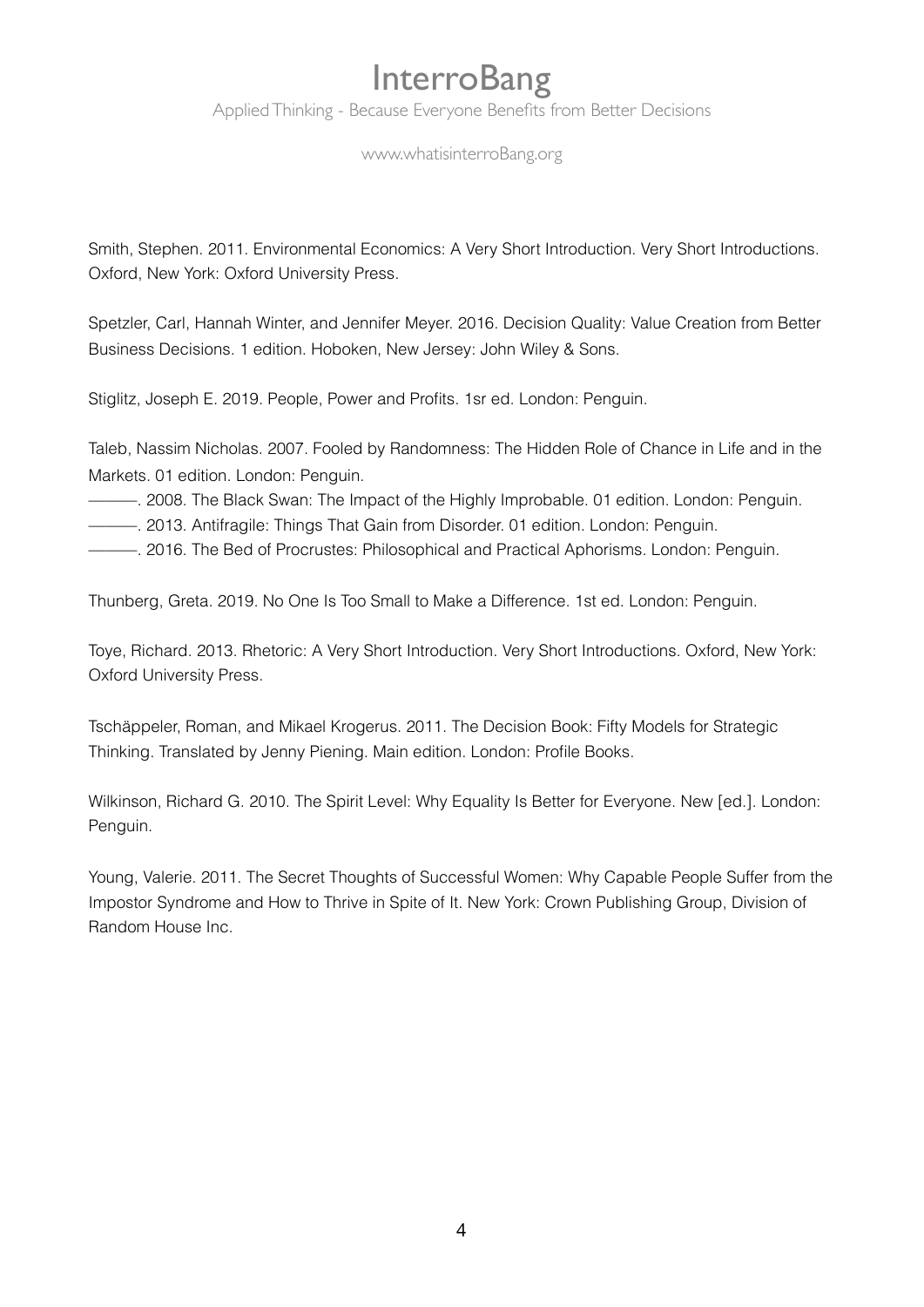Smith, Stephen. 2011. Environmental Economics: A Very Short Introduction. Very Short Introductions. Oxford, New York: Oxford University Press.

Spetzler, Carl, Hannah Winter, and Jennifer Meyer. 2016. Decision Quality: Value Creation from Better Business Decisions. 1 edition. Hoboken, New Jersey: John Wiley & Sons.

Stiglitz, Joseph E. 2019. People, Power and Profits. 1sr ed. London: Penguin.

Taleb, Nassim Nicholas. 2007. Fooled by Randomness: The Hidden Role of Chance in Life and in the Markets. 01 edition. London: Penguin.

———. 2008. The Black Swan: The Impact of the Highly Improbable. 01 edition. London: Penguin.

———. 2013. Antifragile: Things That Gain from Disorder. 01 edition. London: Penguin.

———. 2016. The Bed of Procrustes: Philosophical and Practical Aphorisms. London: Penguin.

Thunberg, Greta. 2019. No One Is Too Small to Make a Difference. 1st ed. London: Penguin.

Toye, Richard. 2013. Rhetoric: A Very Short Introduction. Very Short Introductions. Oxford, New York: Oxford University Press.

Tschäppeler, Roman, and Mikael Krogerus. 2011. The Decision Book: Fifty Models for Strategic Thinking. Translated by Jenny Piening. Main edition. London: Profile Books.

Wilkinson, Richard G. 2010. The Spirit Level: Why Equality Is Better for Everyone. New [ed.]. London: Penguin.

Young, Valerie. 2011. The Secret Thoughts of Successful Women: Why Capable People Suffer from the Impostor Syndrome and How to Thrive in Spite of It. New York: Crown Publishing Group, Division of Random House Inc.